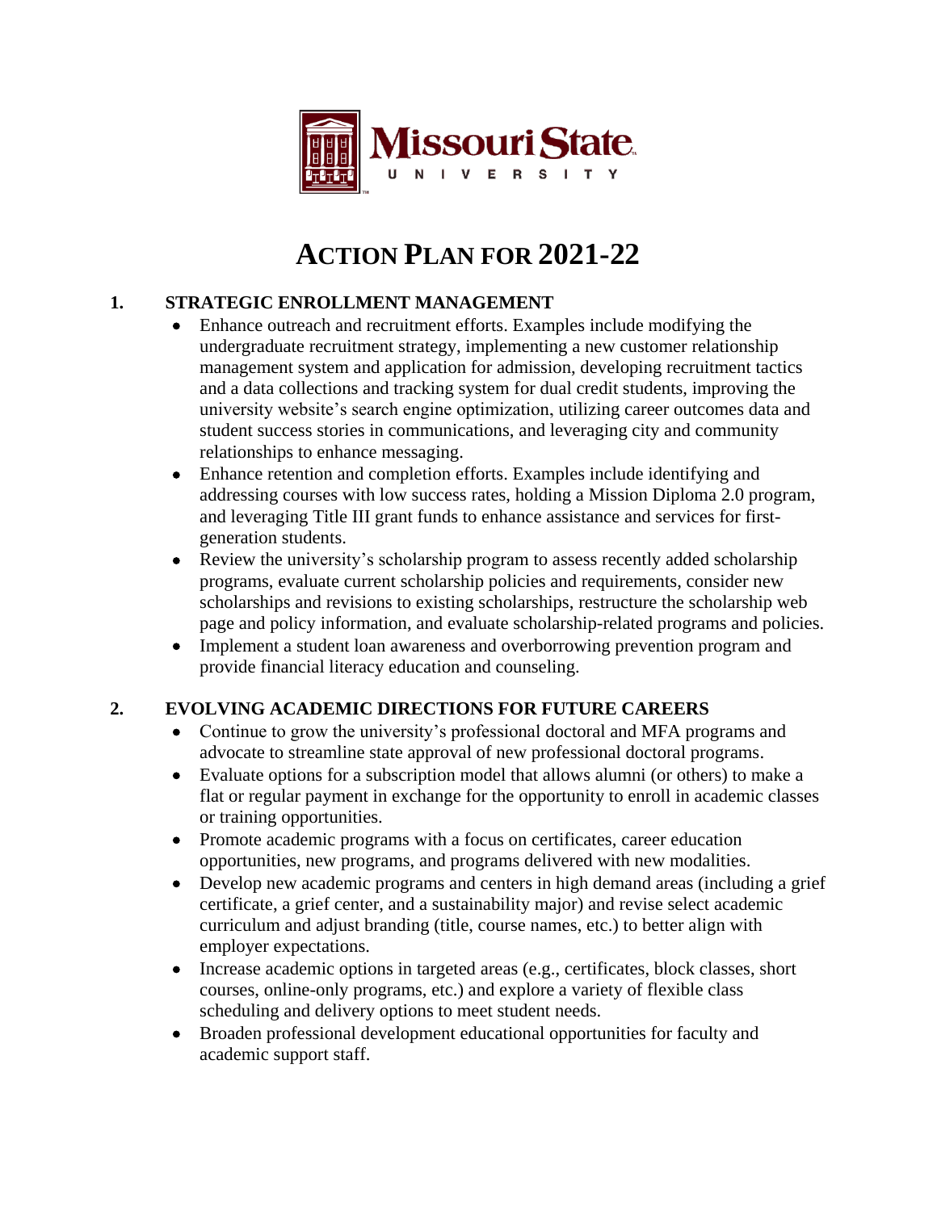Missouri State University

# ACTION PLAN FOR 2021-22

## 1. STRATEGIC ENROLLMENT MANAGEMENT

- Enhance outreach and recruitment efforts. Examples include modifying the undergraduate recruitment strategy, implementing a new customer relationship management system and application for admission, developing recruitment tactics and a data collections and tracking system for dual credit students, improving the university website's search engine optimization, utilizing career outcomes data and student success stories in communications, and leveraging city and community relationships to enhance messaging.
- Enhance retention and completion efforts. Examples include identifying and addressing courses with low success rates, holding a Mission Diploma 2.0 program, and leveraging Title III grant funds to enhance assistance and services for first-generation students.
- Review the university's scholarship program to assess recently added scholarship programs, evaluate current scholarship policies and requirements, consider new scholarships and revisions to existing scholarships, restructure the scholarship web page and policy information, and evaluate scholarship-related programs and policies.
- Implement a student loan awareness and overborrowing prevention program and provide financial literacy education and counseling.

## 2. EVOLVING ACADEMIC DIRECTIONS FOR FUTURE CAREERS

- Continue to grow the university's professional doctoral and MFA programs and advocate to streamline state approval of new professional doctoral programs.
- Evaluate options for a subscription model that allows alumni (or others) to make a flat or regular payment in exchange for the opportunity to enroll in academic classes or training opportunities.
- Promote academic programs with a focus on certificates, career education opportunities, new programs, and programs delivered with new modalities.
- Develop new academic programs and centers in high demand areas (including a grief certificate, a grief center, and a sustainability major) and revise select academic curriculum and adjust branding (title, course names, etc.) to better align with employer expectations.
- Increase academic options in targeted areas (e.g., certificates, block classes, short courses, online-only programs, etc.) and explore a variety of flexible class scheduling and delivery options to meet student needs.
- Broaden professional development educational opportunities for faculty and academic support staff.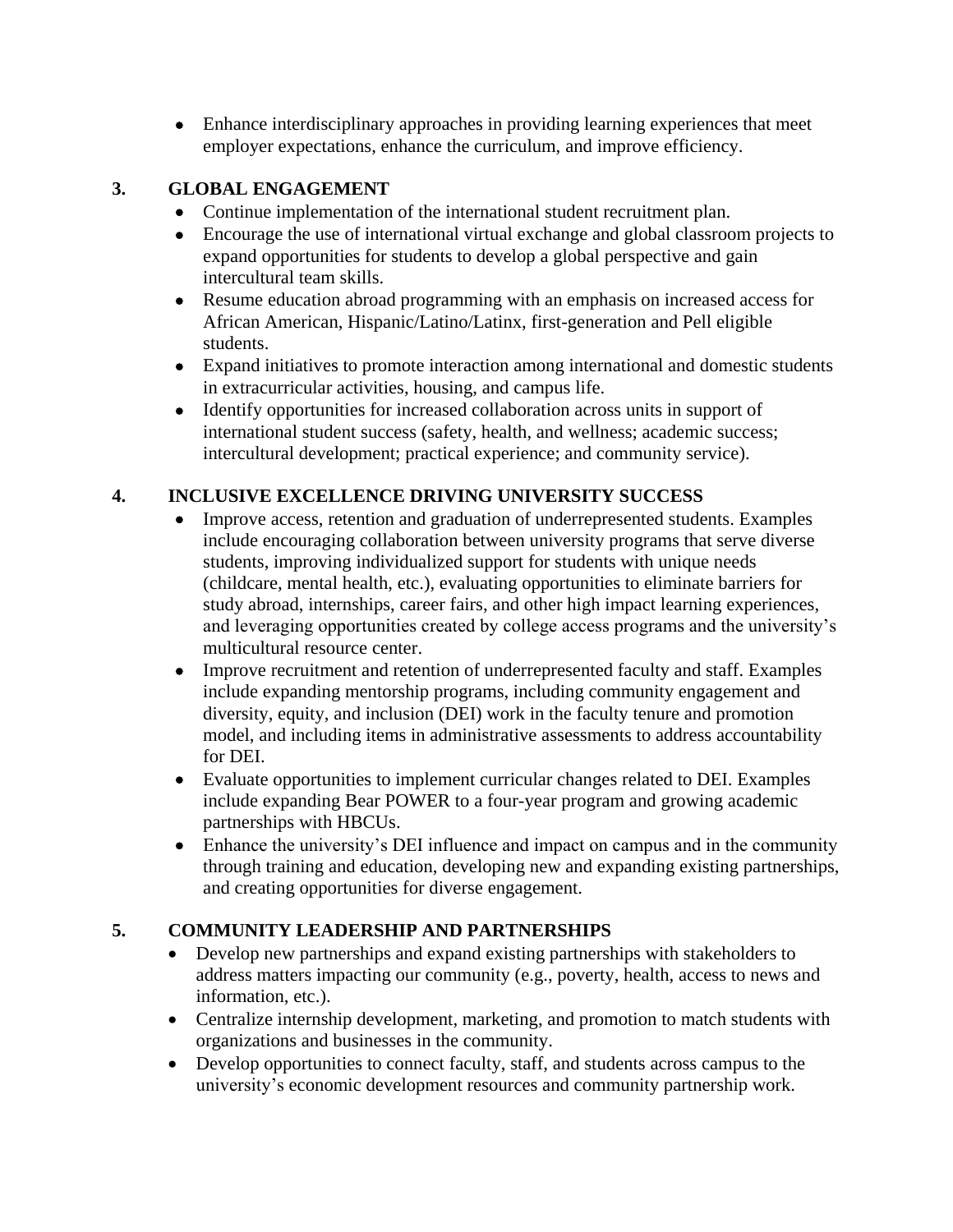- Enhance interdisciplinary approaches in providing learning experiences that meet employer expectations, enhance the curriculum, and improve efficiency.

## 3. GLOBAL ENGAGEMENT

- Continue implementation of the international student recruitment plan.
- Encourage the use of international virtual exchange and global classroom projects to expand opportunities for students to develop a global perspective and gain intercultural team skills.
- Resume education abroad programming with an emphasis on increased access for African American, Hispanic/Latino/Latinx, first-generation and Pell eligible students.
- Expand initiatives to promote interaction among international and domestic students in extracurricular activities, housing, and campus life.
- Identify opportunities for increased collaboration across units in support of international student success (safety, health, and wellness; academic success; intercultural development; practical experience; and community service).

## 4. INCLUSIVE EXCELLENCE DRIVING UNIVERSITY SUCCESS

- Improve access, retention and graduation of underrepresented students. Examples include encouraging collaboration between university programs that serve diverse students, improving individualized support for students with unique needs (childcare, mental health, etc.), evaluating opportunities to eliminate barriers for study abroad, internships, career fairs, and other high impact learning experiences, and leveraging opportunities created by college access programs and the university's multicultural resource center.
- Improve recruitment and retention of underrepresented faculty and staff. Examples include expanding mentorship programs, including community engagement and diversity, equity, and inclusion (DEI) work in the faculty tenure and promotion model, and including items in administrative assessments to address accountability for DEI.
- Evaluate opportunities to implement curricular changes related to DEI. Examples include expanding Bear POWER to a four-year program and growing academic partnerships with HBCUs.
- Enhance the university's DEI influence and impact on campus and in the community through training and education, developing new and expanding existing partnerships, and creating opportunities for diverse engagement.

## 5. COMMUNITY LEADERSHIP AND PARTNERSHIPS

- Develop new partnerships and expand existing partnerships with stakeholders to address matters impacting our community (e.g., poverty, health, access to news and information, etc.).
- Centralize internship development, marketing, and promotion to match students with organizations and businesses in the community.
- Develop opportunities to connect faculty, staff, and students across campus to the university's economic development resources and community partnership work.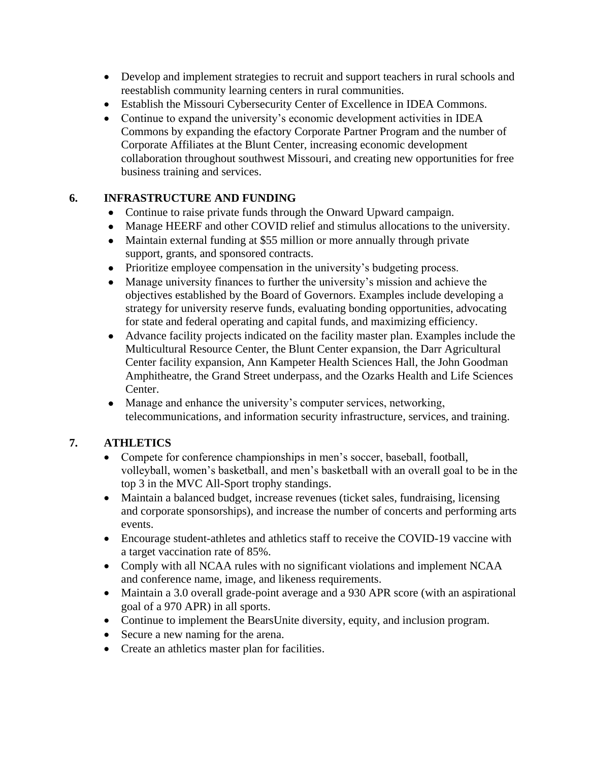- Develop and implement strategies to recruit and support teachers in rural schools and reestablish community learning centers in rural communities.
- Establish the Missouri Cybersecurity Center of Excellence in IDEA Commons.
- Continue to expand the university's economic development activities in IDEA Commons by expanding the efactory Corporate Partner Program and the number of Corporate Affiliates at the Blunt Center, increasing economic development collaboration throughout southwest Missouri, and creating new opportunities for free business training and services.

## 6. INFRASTRUCTURE AND FUNDING

- Continue to raise private funds through the Onward Upward campaign.
- Manage HEERF and other COVID relief and stimulus allocations to the university.
- Maintain external funding at $55 million or more annually through private support, grants, and sponsored contracts.
- Prioritize employee compensation in the university's budgeting process.
- Manage university finances to further the university's mission and achieve the objectives established by the Board of Governors. Examples include developing a strategy for university reserve funds, evaluating bonding opportunities, advocating for state and federal operating and capital funds, and maximizing efficiency.
- Advance facility projects indicated on the facility master plan. Examples include the Multicultural Resource Center, the Blunt Center expansion, the Darr Agricultural Center facility expansion, Ann Kampeter Health Sciences Hall, the John Goodman Amphitheatre, the Grand Street underpass, and the Ozarks Health and Life Sciences Center.
- Manage and enhance the university's computer services, networking, telecommunications, and information security infrastructure, services, and training.

## 7. ATHLETICS

- Compete for conference championships in men's soccer, baseball, football, volleyball, women's basketball, and men's basketball with an overall goal to be in the top 3 in the MVC All-Sport trophy standings.
- Maintain a balanced budget, increase revenues (ticket sales, fundraising, licensing and corporate sponsorships), and increase the number of concerts and performing arts events.
- Encourage student-athletes and athletics staff to receive the COVID-19 vaccine with a target vaccination rate of 85%.
- Comply with all NCAA rules with no significant violations and implement NCAA and conference name, image, and likeness requirements.
- Maintain a 3.0 overall grade-point average and a 930 APR score (with an aspirational goal of a 970 APR) in all sports.
- Continue to implement the BearsUnite diversity, equity, and inclusion program.
- Secure a new naming for the arena.
- Create an athletics master plan for facilities.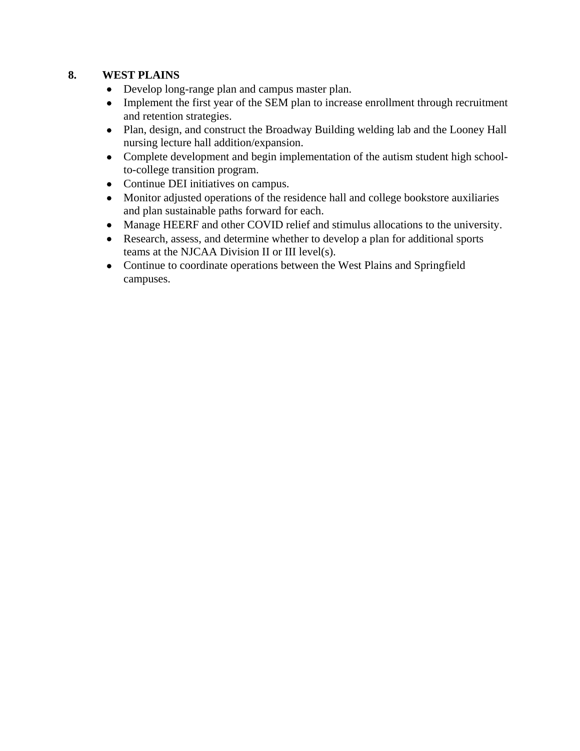**8. WEST PLAINS**

- Develop long-range plan and campus master plan.
- Implement the first year of the SEM plan to increase enrollment through recruitment and retention strategies.
- Plan, design, and construct the Broadway Building welding lab and the Looney Hall nursing lecture hall addition/expansion.
- Complete development and begin implementation of the autism student high school-to-college transition program.
- Continue DEI initiatives on campus.
- Monitor adjusted operations of the residence hall and college bookstore auxiliaries and plan sustainable paths forward for each.
- Manage HEERF and other COVID relief and stimulus allocations to the university.
- Research, assess, and determine whether to develop a plan for additional sports teams at the NJCAA Division II or III level(s).
- Continue to coordinate operations between the West Plains and Springfield campuses.